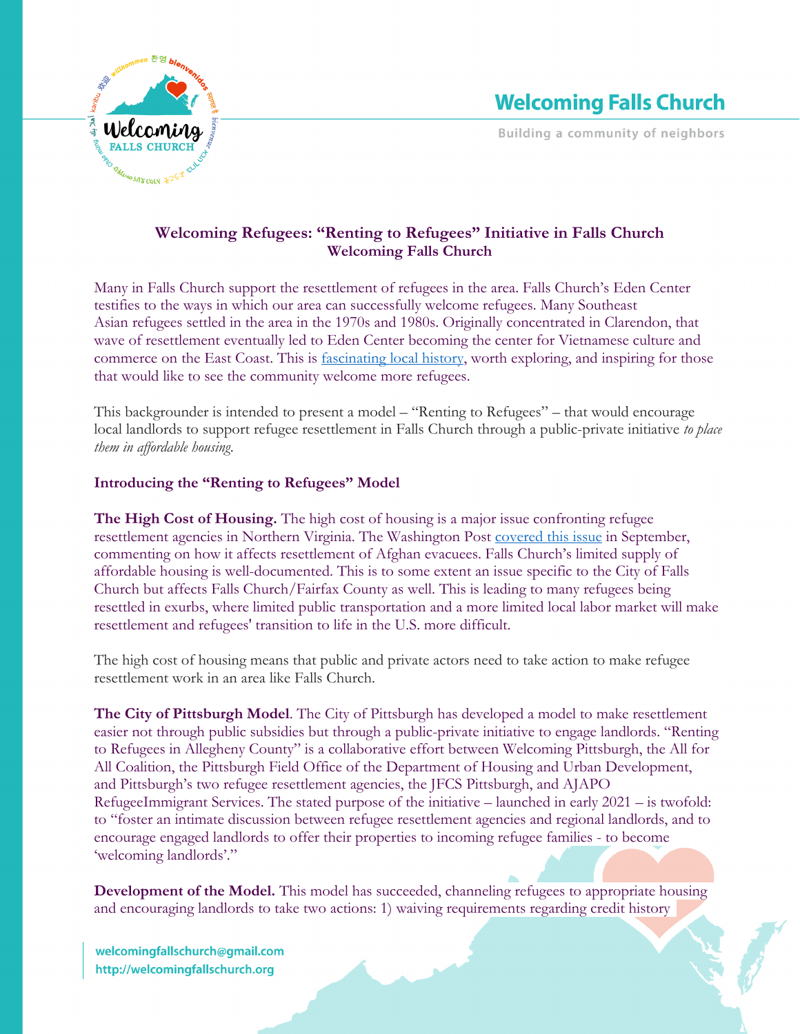# Welcoming Falls Church

Building a community of neighbors

## Welcoming Refugees: "Renting to Refugees" Initiative in Falls Church
## Welcoming Falls Church

Many in Falls Church support the resettlement of refugees in the area. Falls Church's Eden Center testifies to the ways in which our area can successfully welcome refugees. Many Southeast Asian refugees settled in the area in the 1970s and 1980s. Originally concentrated in Clarendon, that wave of resettlement eventually led to Eden Center becoming the center for Vietnamese culture and commerce on the East Coast. This is fascinating local history, worth exploring, and inspiring for those that would like to see the community welcome more refugees.

This backgrounder is intended to present a model – "Renting to Refugees" – that would encourage local landlords to support refugee resettlement in Falls Church through a public-private initiative *to place them in affordable housing.*

### Introducing the "Renting to Refugees" Model

**The High Cost of Housing.** The high cost of housing is a major issue confronting refugee resettlement agencies in Northern Virginia. The Washington Post covered this issue in September, commenting on how it affects resettlement of Afghan evacuees. Falls Church's limited supply of affordable housing is well-documented. This is to some extent an issue specific to the City of Falls Church but affects Falls Church/Fairfax County as well. This is leading to many refugees being resettled in exurbs, where limited public transportation and a more limited local labor market will make resettlement and refugees' transition to life in the U.S. more difficult.

The high cost of housing means that public and private actors need to take action to make refugee resettlement work in an area like Falls Church.

**The City of Pittsburgh Model**. The City of Pittsburgh has developed a model to make resettlement easier not through public subsidies but through a public-private initiative to engage landlords. "Renting to Refugees in Allegheny County" is a collaborative effort between Welcoming Pittsburgh, the All for All Coalition, the Pittsburgh Field Office of the Department of Housing and Urban Development, and Pittsburgh's two refugee resettlement agencies, the JFCS Pittsburgh, and AJAPO RefugeeImmigrant Services. The stated purpose of the initiative – launched in early 2021 – is twofold: to "foster an intimate discussion between refugee resettlement agencies and regional landlords, and to encourage engaged landlords to offer their properties to incoming refugee families - to become 'welcoming landlords'."

**Development of the Model.** This model has succeeded, channeling refugees to appropriate housing and encouraging landlords to take two actions: 1) waiving requirements regarding credit history

welcomingfallschurch@gmail.com
http://welcomingfallschurch.org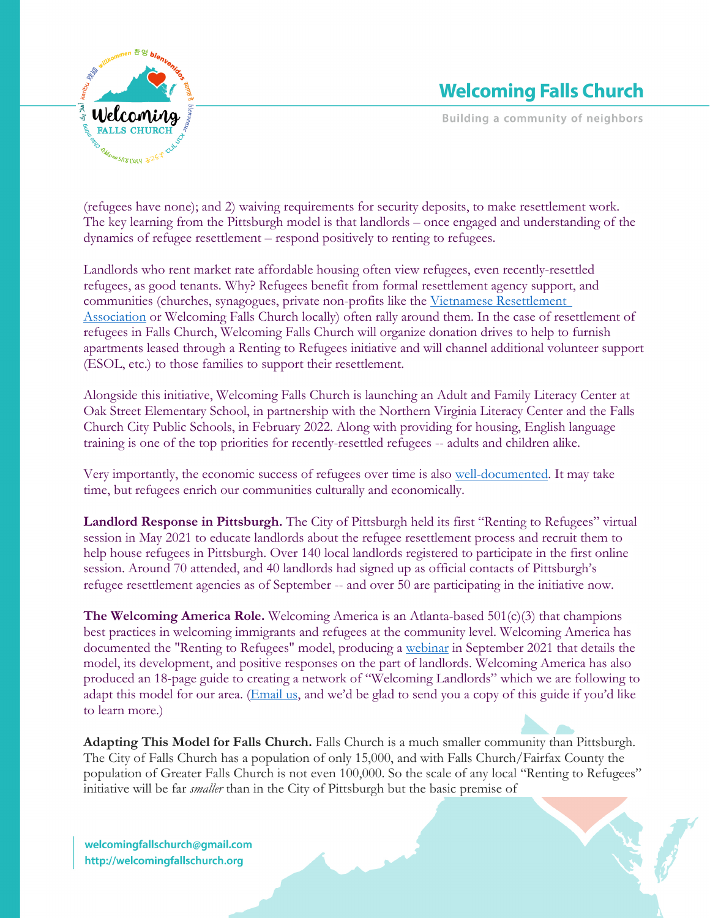(refugees have none); and 2) waiving requirements for security deposits, to make resettlement work. The key learning from the Pittsburgh model is that landlords – once engaged and understanding of the dynamics of refugee resettlement – respond positively to renting to refugees.

Landlords who rent market rate affordable housing often view refugees, even recently-resettled refugees, as good tenants. Why? Refugees benefit from formal resettlement agency support, and communities (churches, synagogues, private non-profits like the [Vietnamese Resettlement Association] or Welcoming Falls Church locally) often rally around them. In the case of resettlement of refugees in Falls Church, Welcoming Falls Church will organize donation drives to help to furnish apartments leased through a Renting to Refugees initiative and will channel additional volunteer support (ESOL, etc.) to those families to support their resettlement.

Alongside this initiative, Welcoming Falls Church is launching an Adult and Family Literacy Center at Oak Street Elementary School, in partnership with the Northern Virginia Literacy Center and the Falls Church City Public Schools, in February 2022. Along with providing for housing, English language training is one of the top priorities for recently-resettled refugees -- adults and children alike.

Very importantly, the economic success of refugees over time is also well-documented. It may take time, but refugees enrich our communities culturally and economically.

**Landlord Response in Pittsburgh.** The City of Pittsburgh held its first "Renting to Refugees" virtual session in May 2021 to educate landlords about the refugee resettlement process and recruit them to help house refugees in Pittsburgh. Over 140 local landlords registered to participate in the first online session. Around 70 attended, and 40 landlords had signed up as official contacts of Pittsburgh's refugee resettlement agencies as of September -- and over 50 are participating in the initiative now.

**The Welcoming America Role.** Welcoming America is an Atlanta-based 501(c)(3) that champions best practices in welcoming immigrants and refugees at the community level. Welcoming America has documented the "Renting to Refugees" model, producing a webinar in September 2021 that details the model, its development, and positive responses on the part of landlords. Welcoming America has also produced an 18-page guide to creating a network of "Welcoming Landlords" which we are following to adapt this model for our area. (Email us, and we'd be glad to send you a copy of this guide if you'd like to learn more.)

**Adapting This Model for Falls Church.** Falls Church is a much smaller community than Pittsburgh. The City of Falls Church has a population of only 15,000, and with Falls Church/Fairfax County the population of Greater Falls Church is not even 100,000. So the scale of any local "Renting to Refugees" initiative will be far *smaller* than in the City of Pittsburgh but the basic premise of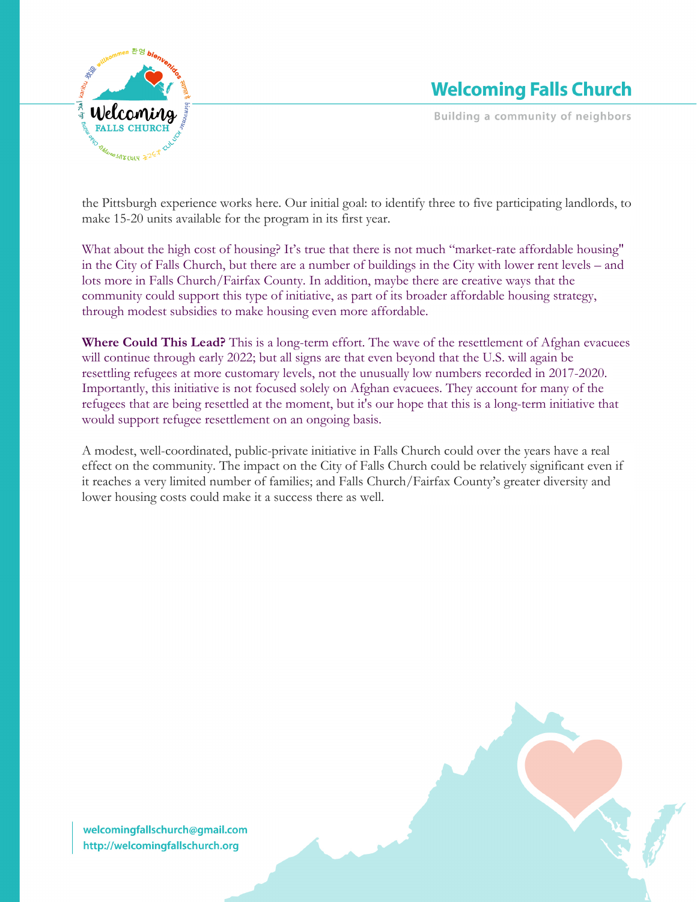the Pittsburgh experience works here. Our initial goal: to identify three to five participating landlords, to make 15-20 units available for the program in its first year.

What about the high cost of housing? It's true that there is not much "market-rate affordable housing" in the City of Falls Church, but there are a number of buildings in the City with lower rent levels – and lots more in Falls Church/Fairfax County. In addition, maybe there are creative ways that the community could support this type of initiative, as part of its broader affordable housing strategy, through modest subsidies to make housing even more affordable.

**Where Could This Lead?** This is a long-term effort. The wave of the resettlement of Afghan evacuees will continue through early 2022; but all signs are that even beyond that the U.S. will again be resettling refugees at more customary levels, not the unusually low numbers recorded in 2017-2020. Importantly, this initiative is not focused solely on Afghan evacuees. They account for many of the refugees that are being resettled at the moment, but it's our hope that this is a long-term initiative that would support refugee resettlement on an ongoing basis.

A modest, well-coordinated, public-private initiative in Falls Church could over the years have a real effect on the community. The impact on the City of Falls Church could be relatively significant even if it reaches a very limited number of families; and Falls Church/Fairfax County's greater diversity and lower housing costs could make it a success there as well.